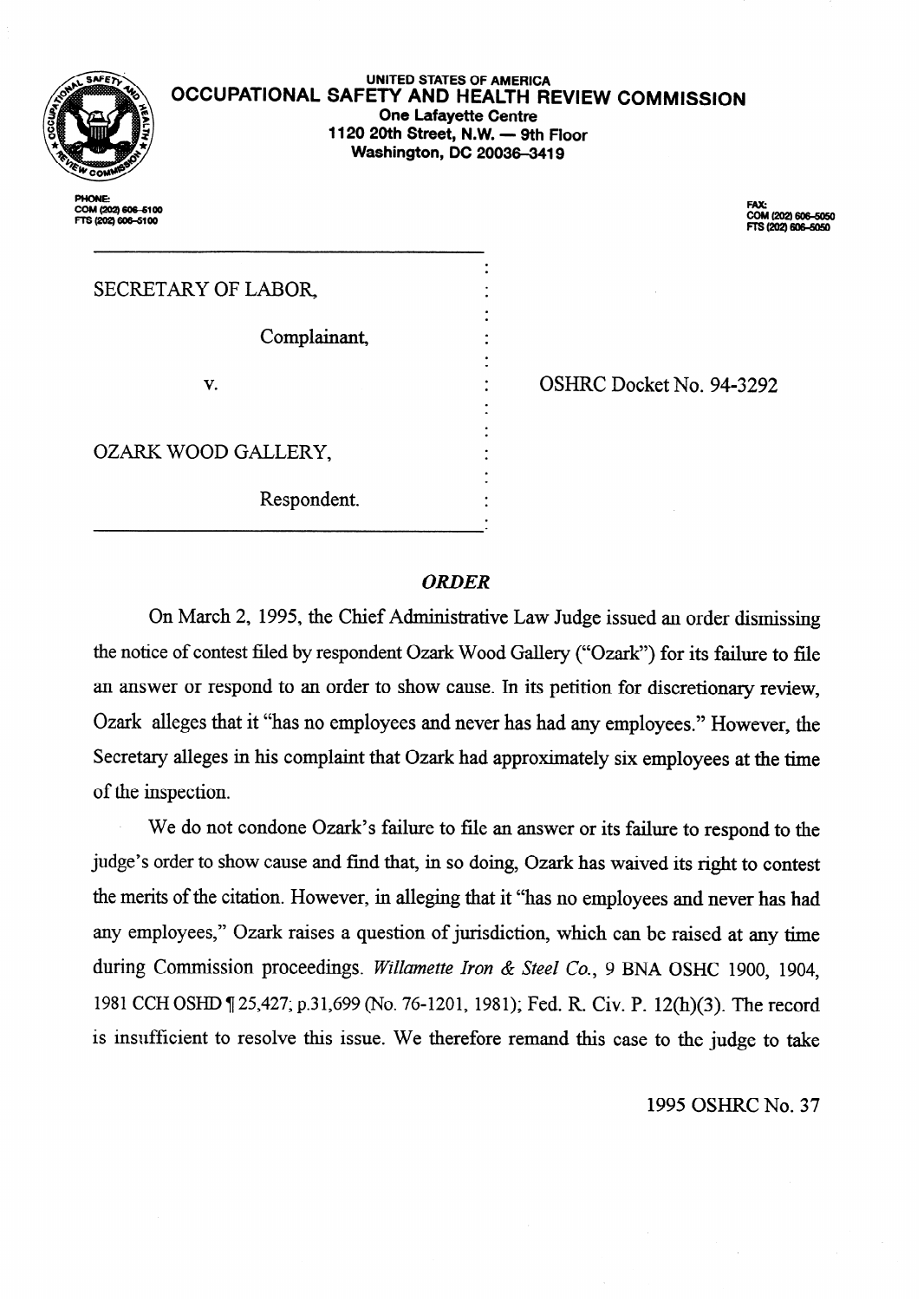UNITED STATES OF AMERICA

**OCCUPATIONAL SAFETY AND HEALTH REVIEW COMMISSION**

**One Lafayette Centre**
**1120 20th Street, N.W. — 9th Floor**
**Washington, DC 20036-3419**

PHONE:
COM (202) 606-5100
FTS (202) 606-5100

FAX:
COM (202) 606-5050
FTS (202) 606-5050

| | |
|---|---|
| SECRETARY OF LABOR,<br><br>Complainant,<br><br>v.<br><br>OZARK WOOD GALLERY,<br><br>Respondent. | OSHRC Docket No. 94-3292 |

## *ORDER*

On March 2, 1995, the Chief Administrative Law Judge issued an order dismissing the notice of contest filed by respondent Ozark Wood Gallery ("Ozark") for its failure to file an answer or respond to an order to show cause. In its petition for discretionary review, Ozark alleges that it "has no employees and never has had any employees." However, the Secretary alleges in his complaint that Ozark had approximately six employees at the time of the inspection.

We do not condone Ozark's failure to file an answer or its failure to respond to the judge's order to show cause and find that, in so doing, Ozark has waived its right to contest the merits of the citation. However, in alleging that it "has no employees and never has had any employees," Ozark raises a question of jurisdiction, which can be raised at any time during Commission proceedings. *Willamette Iron & Steel Co.*, 9 BNA OSHC 1900, 1904, 1981 CCH OSHD ¶ 25,427, p.31,699 (No. 76-1201, 1981); Fed. R. Civ. P. 12(h)(3). The record is insufficient to resolve this issue. We therefore remand this case to the judge to take

1995 OSHRC No. 37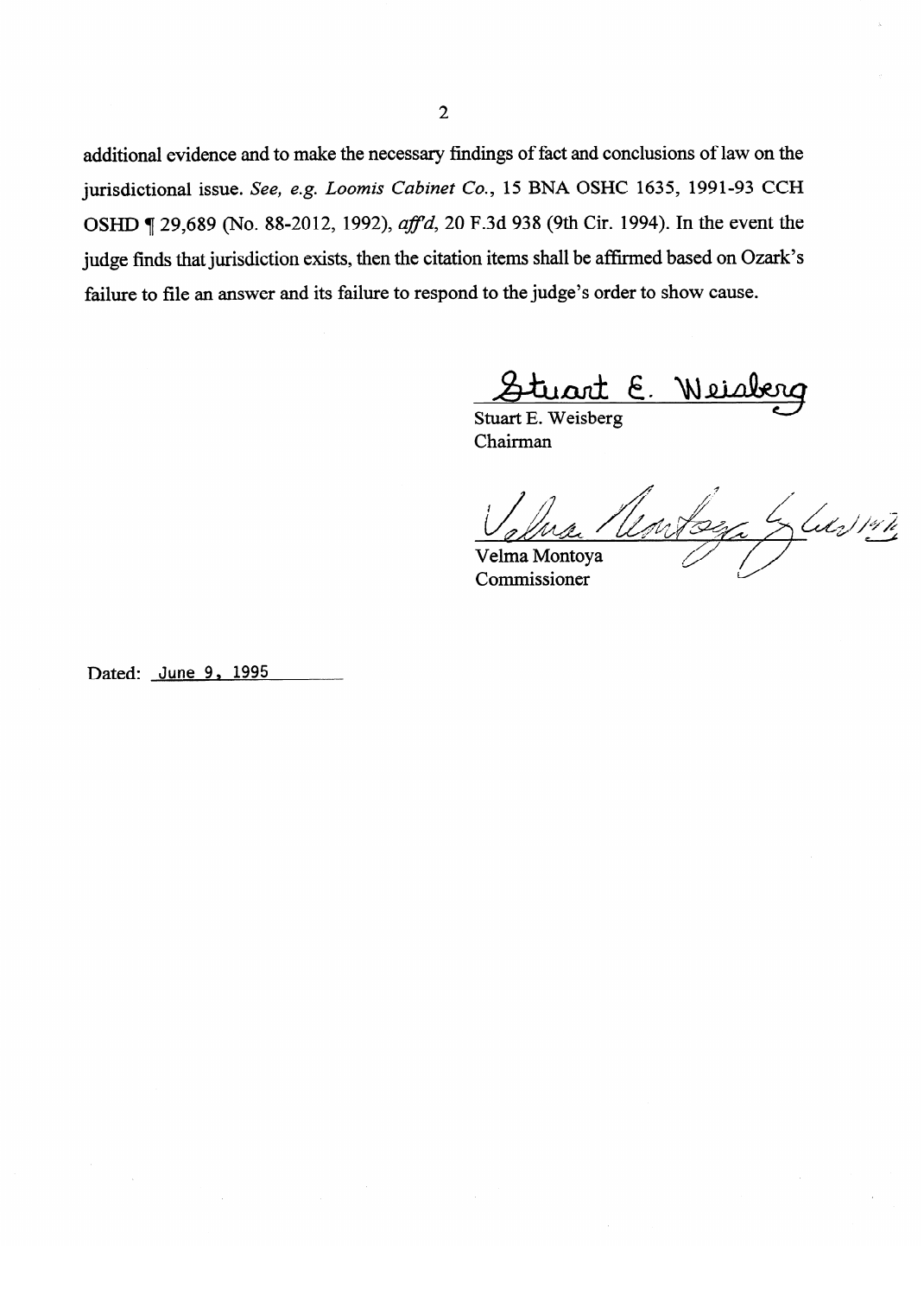additional evidence and to make the necessary findings of fact and conclusions of law on the jurisdictional issue. *See, e.g. Loomis Cabinet Co.*, 15 BNA OSHC 1635, 1991-93 CCH OSHD ¶ 29,689 (No. 88-2012, 1992), *aff'd*, 20 F.3d 938 (9th Cir. 1994). In the event the judge finds that jurisdiction exists, then the citation items shall be affirmed based on Ozark's failure to file an answer and its failure to respond to the judge's order to show cause.

Stuart E. Weisberg
Chairman

Velma Montoya
Commissioner

Dated: June 9, 1995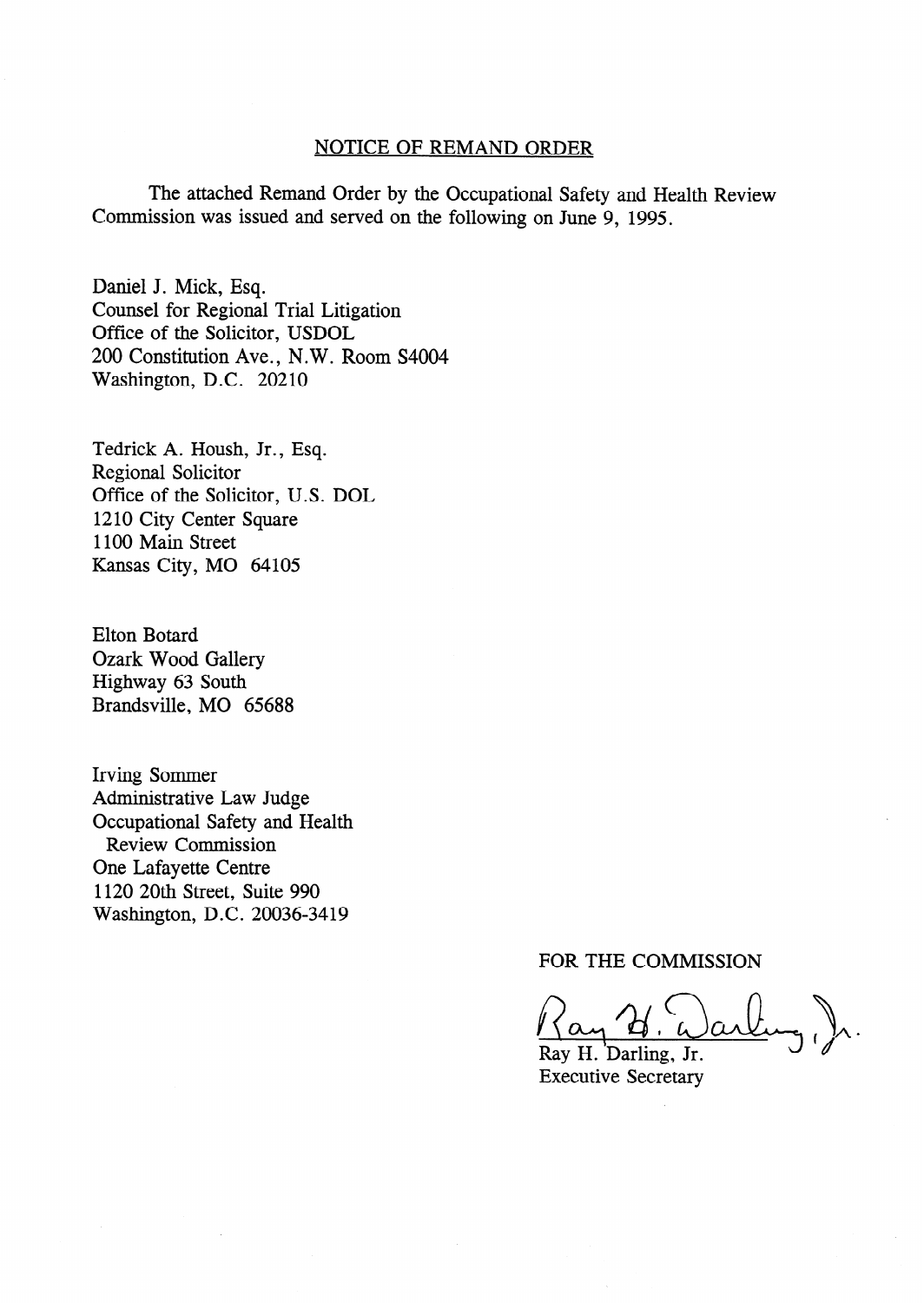## NOTICE OF REMAND ORDER

The attached Remand Order by the Occupational Safety and Health Review Commission was issued and served on the following on June 9, 1995.

Daniel J. Mick, Esq.
Counsel for Regional Trial Litigation
Office of the Solicitor, USDOL
200 Constitution Ave., N.W. Room S4004
Washington, D.C. 20210

Tedrick A. Housh, Jr., Esq.
Regional Solicitor
Office of the Solicitor, U.S. DOL
1210 City Center Square
1100 Main Street
Kansas City, MO 64105

Elton Botard
Ozark Wood Gallery
Highway 63 South
Brandsville, MO 65688

Irving Sommer
Administrative Law Judge
Occupational Safety and Health
Review Commission
One Lafayette Centre
1120 20th Street, Suite 990
Washington, D.C. 20036-3419

FOR THE COMMISSION

Ray H. Darling, Jr.
Executive Secretary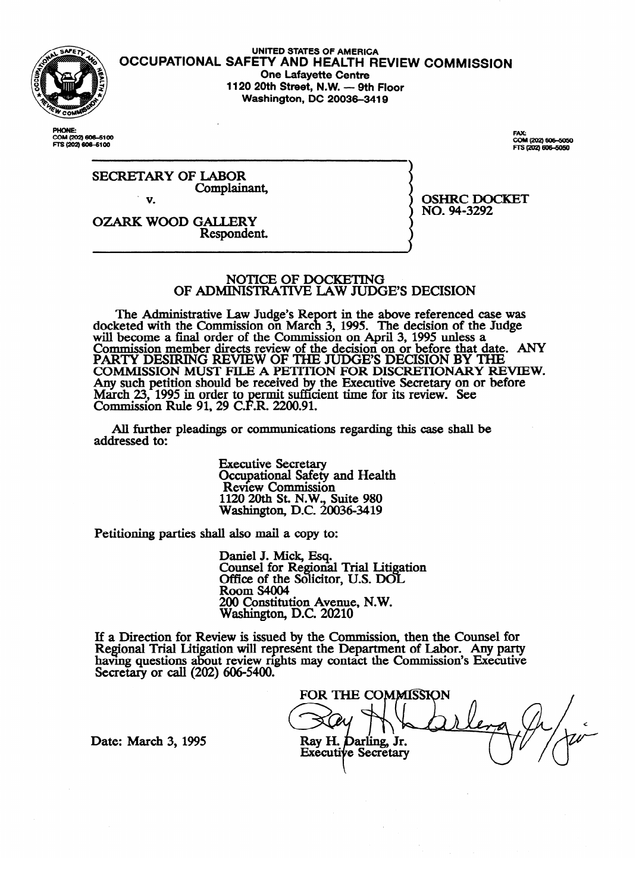UNITED STATES OF AMERICA

# OCCUPATIONAL SAFETY AND HEALTH REVIEW COMMISSION

One Lafayette Centre
1120 20th Street, N.W. — 9th Floor
Washington, DC 20036-3419

PHONE:
COM (202) 606-5100
FTS (202) 606-5100

FAX:
COM (202) 606-5050
FTS (202) 606-5050

SECRETARY OF LABOR
Complainant,

v.

OZARK WOOD GALLERY
Respondent.

OSHRC DOCKET
NO. 94-3292

## NOTICE OF DOCKETING OF ADMINISTRATIVE LAW JUDGE'S DECISION

The Administrative Law Judge's Report in the above referenced case was docketed with the Commission on March 3, 1995. The decision of the Judge will become a final order of the Commission on April 3, 1995 unless a Commission member directs review of the decision on or before that date. **ANY PARTY DESIRING REVIEW OF THE JUDGE'S DECISION BY THE COMMISSION MUST FILE A PETITION FOR DISCRETIONARY REVIEW.** Any such petition should be received by the Executive Secretary on or before March 23, 1995 in order to permit sufficient time for its review. See Commission Rule 91, 29 C.F.R. 2200.91.

All further pleadings or communications regarding this case shall be addressed to:

Executive Secretary
Occupational Safety and Health
Review Commission
1120 20th St. N.W., Suite 980
Washington, D.C. 20036-3419

Petitioning parties shall also mail a copy to:

Daniel J. Mick, Esq.
Counsel for Regional Trial Litigation
Office of the Solicitor, U.S. DOL
Room S4004
200 Constitution Avenue, N.W.
Washington, D.C. 20210

If a Direction for Review is issued by the Commission, then the Counsel for Regional Trial Litigation will represent the Department of Labor. Any party having questions about review rights may contact the Commission's Executive Secretary or call (202) 606-5400.

FOR THE COMMISSION

Ray H. Darling, Jr.
Executive Secretary

Date: March 3, 1995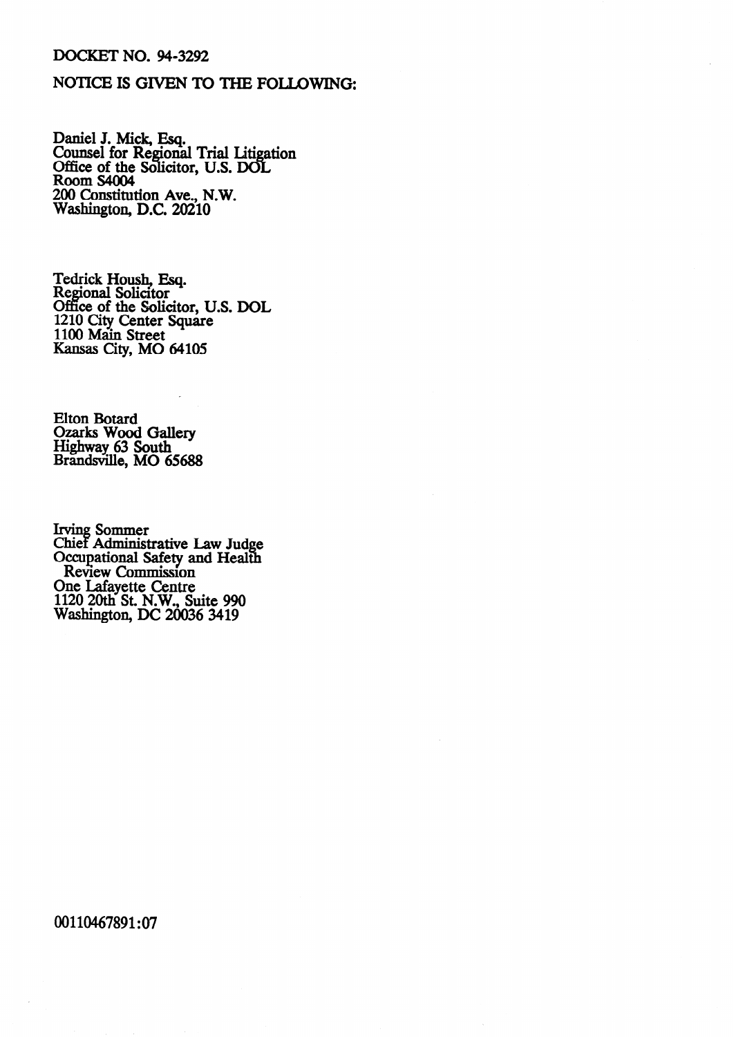DOCKET NO. 94-3292

NOTICE IS GIVEN TO THE FOLLOWING:

Daniel J. Mick, Esq.
Counsel for Regional Trial Litigation
Office of the Solicitor, U.S. DOL
Room S4004
200 Constitution Ave., N.W.
Washington, D.C. 20210

Tedrick Housh, Esq.
Regional Solicitor
Office of the Solicitor, U.S. DOL
1210 City Center Square
1100 Main Street
Kansas City, MO 64105

Elton Botard
Ozarks Wood Gallery
Highway 63 South
Brandsville, MO 65688

Irving Sommer
Chief Administrative Law Judge
Occupational Safety and Health
Review Commission
One Lafayette Centre
1120 20th St. N.W., Suite 990
Washington, DC 20036 3419

00110467891:07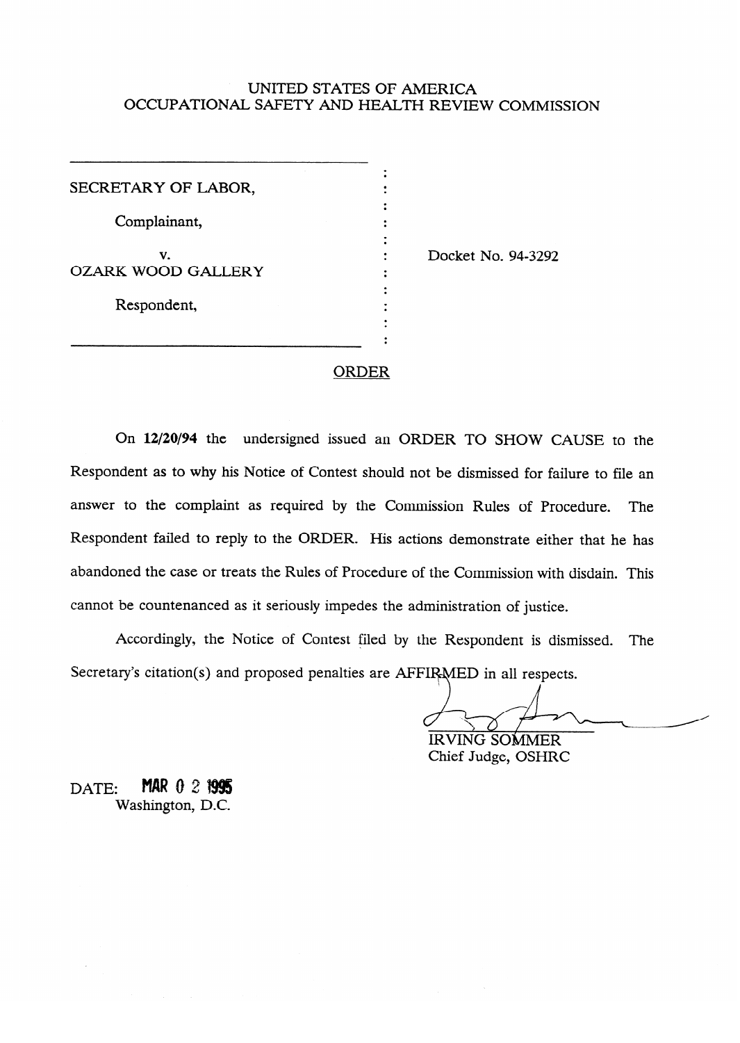UNITED STATES OF AMERICA
OCCUPATIONAL SAFETY AND HEALTH REVIEW COMMISSION

SECRETARY OF LABOR,

Complainant,

v.

OZARK WOOD GALLERY

Respondent,

Docket No. 94-3292

## ORDER

On **12/20/94** the undersigned issued an ORDER TO SHOW CAUSE to the Respondent as to why his Notice of Contest should not be dismissed for failure to file an answer to the complaint as required by the Commission Rules of Procedure. The Respondent failed to reply to the ORDER. His actions demonstrate either that he has abandoned the case or treats the Rules of Procedure of the Commission with disdain. This cannot be countenanced as it seriously impedes the administration of justice.

Accordingly, the Notice of Contest filed by the Respondent is dismissed. The Secretary's citation(s) and proposed penalties are AFFIRMED in all respects.

IRVING SOMMER
Chief Judge, OSHRC

DATE: **MAR 0 2 1995**
Washington, D.C.